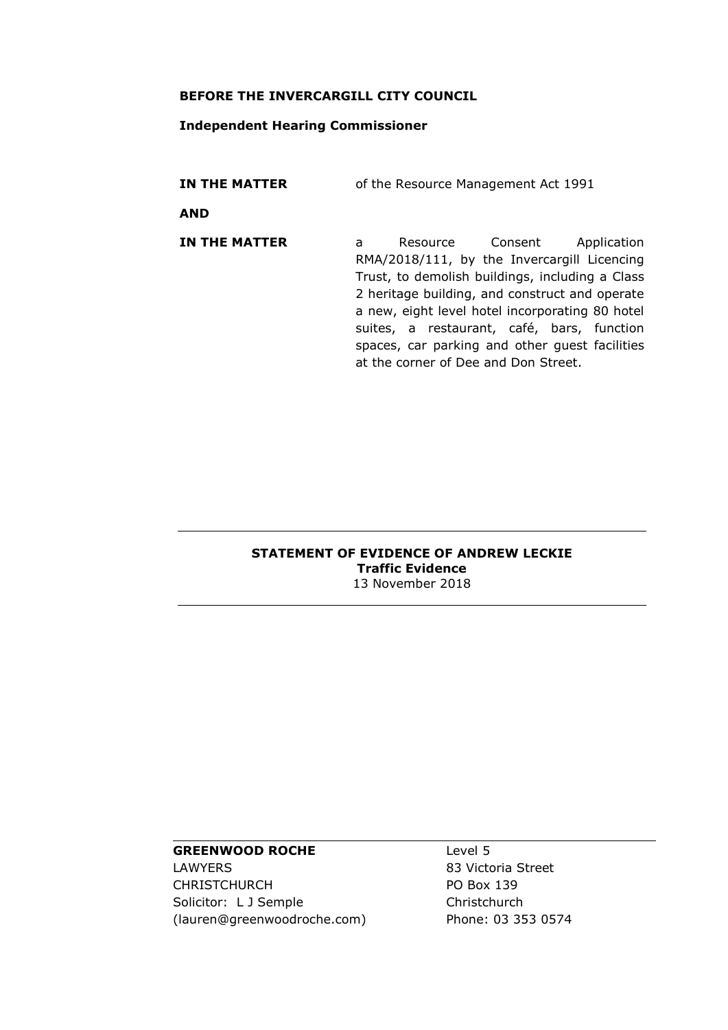**BEFORE THE INVERCARGILL CITY COUNCIL**

**Independent Hearing Commissioner**

| | |
|---|---|
| **IN THE MATTER** | of the Resource Management Act 1991 |
| **AND** | |
| **IN THE MATTER** | a Resource Consent Application RMA/2018/111, by the Invercargill Licencing Trust, to demolish buildings, including a Class 2 heritage building, and construct and operate a new, eight level hotel incorporating 80 hotel suites, a restaurant, café, bars, function spaces, car parking and other guest facilities at the corner of Dee and Don Street. |

---

**STATEMENT OF EVIDENCE OF ANDREW LECKIE**

**Traffic Evidence**

13 November 2018

---

| | |
|---|---|
| **GREENWOOD ROCHE** | Level 5 |
| LAWYERS | 83 Victoria Street |
| CHRISTCHURCH | PO Box 139 |
| Solicitor: L J Semple | Christchurch |
| (lauren@greenwoodroche.com) | Phone: 03 353 0574 |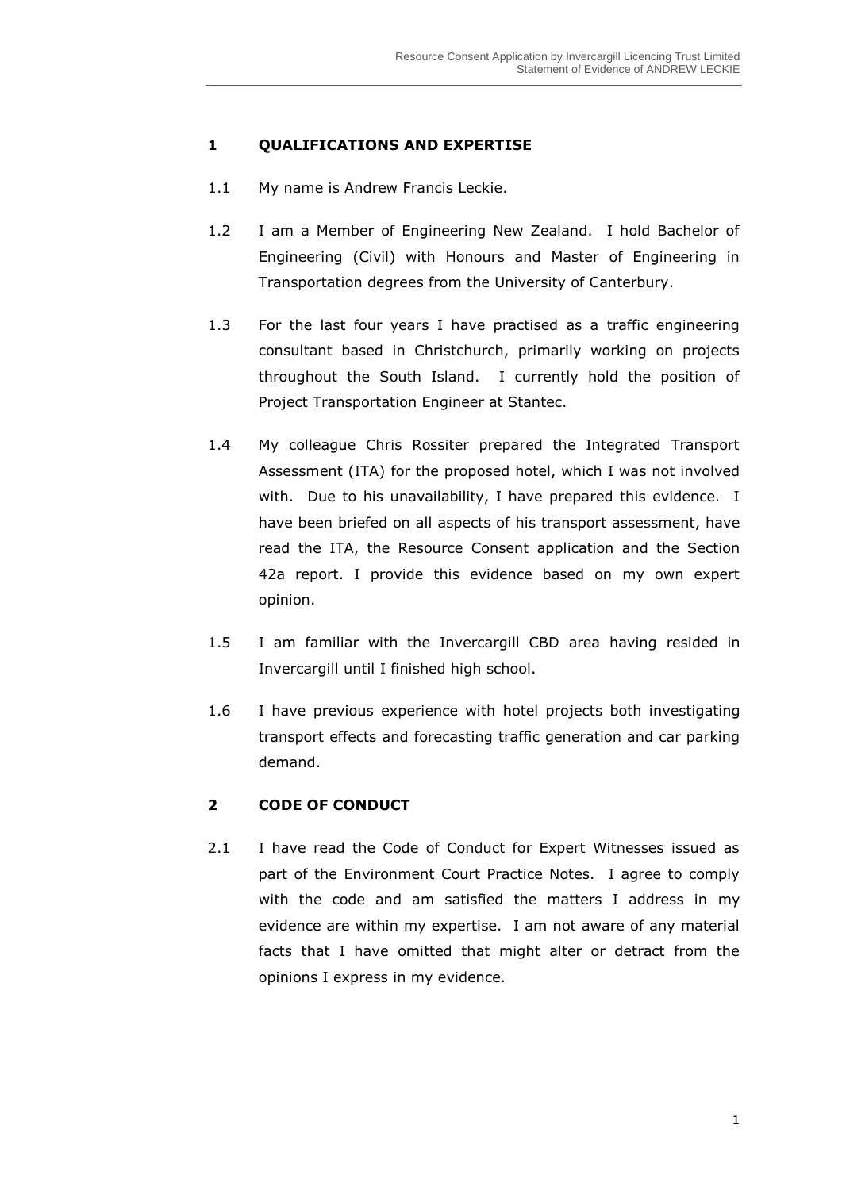## 1 QUALIFICATIONS AND EXPERTISE

1.1 My name is Andrew Francis Leckie.

1.2 I am a Member of Engineering New Zealand. I hold Bachelor of Engineering (Civil) with Honours and Master of Engineering in Transportation degrees from the University of Canterbury.

1.3 For the last four years I have practised as a traffic engineering consultant based in Christchurch, primarily working on projects throughout the South Island. I currently hold the position of Project Transportation Engineer at Stantec.

1.4 My colleague Chris Rossiter prepared the Integrated Transport Assessment (ITA) for the proposed hotel, which I was not involved with. Due to his unavailability, I have prepared this evidence. I have been briefed on all aspects of his transport assessment, have read the ITA, the Resource Consent application and the Section 42a report. I provide this evidence based on my own expert opinion.

1.5 I am familiar with the Invercargill CBD area having resided in Invercargill until I finished high school.

1.6 I have previous experience with hotel projects both investigating transport effects and forecasting traffic generation and car parking demand.

## 2 CODE OF CONDUCT

2.1 I have read the Code of Conduct for Expert Witnesses issued as part of the Environment Court Practice Notes. I agree to comply with the code and am satisfied the matters I address in my evidence are within my expertise. I am not aware of any material facts that I have omitted that might alter or detract from the opinions I express in my evidence.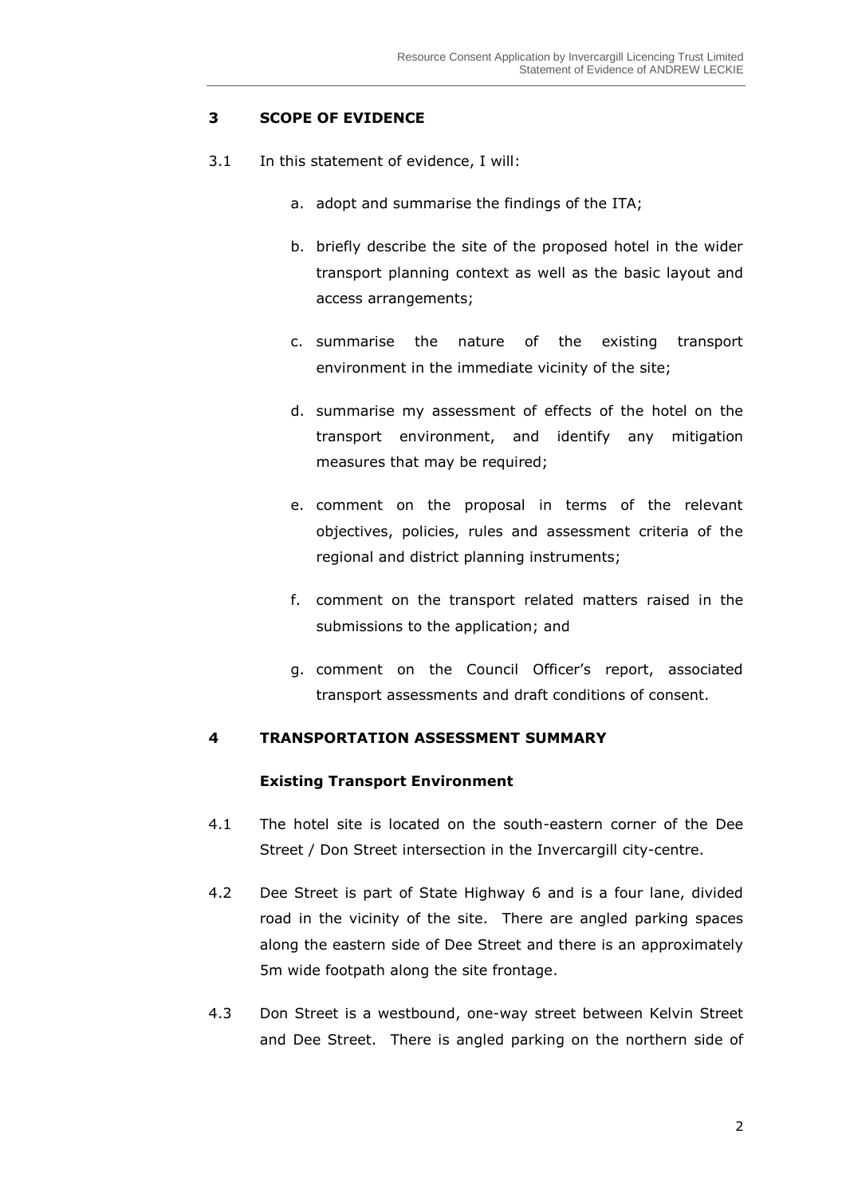## 3 SCOPE OF EVIDENCE

3.1 In this statement of evidence, I will:

a. adopt and summarise the findings of the ITA;

b. briefly describe the site of the proposed hotel in the wider transport planning context as well as the basic layout and access arrangements;

c. summarise the nature of the existing transport environment in the immediate vicinity of the site;

d. summarise my assessment of effects of the hotel on the transport environment, and identify any mitigation measures that may be required;

e. comment on the proposal in terms of the relevant objectives, policies, rules and assessment criteria of the regional and district planning instruments;

f. comment on the transport related matters raised in the submissions to the application; and

g. comment on the Council Officer's report, associated transport assessments and draft conditions of consent.

## 4 TRANSPORTATION ASSESSMENT SUMMARY

### Existing Transport Environment

4.1 The hotel site is located on the south-eastern corner of the Dee Street / Don Street intersection in the Invercargill city-centre.

4.2 Dee Street is part of State Highway 6 and is a four lane, divided road in the vicinity of the site. There are angled parking spaces along the eastern side of Dee Street and there is an approximately 5m wide footpath along the site frontage.

4.3 Don Street is a westbound, one-way street between Kelvin Street and Dee Street. There is angled parking on the northern side of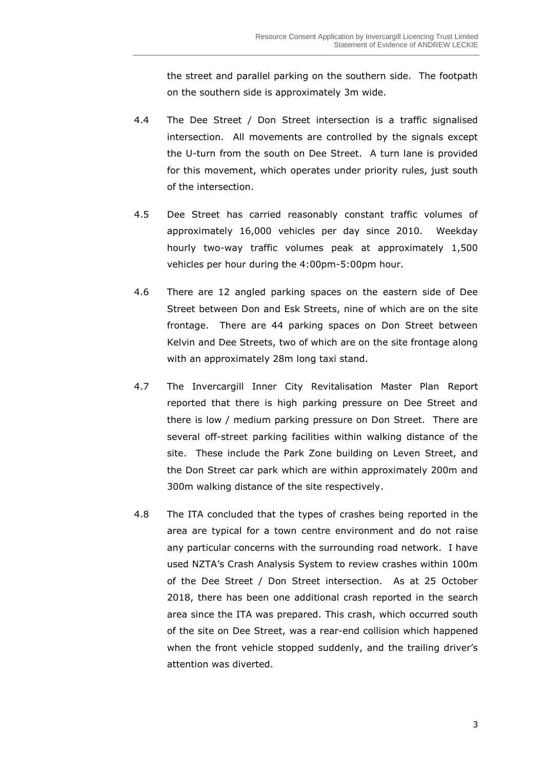the street and parallel parking on the southern side. The footpath on the southern side is approximately 3m wide.

4.4 The Dee Street / Don Street intersection is a traffic signalised intersection. All movements are controlled by the signals except the U-turn from the south on Dee Street. A turn lane is provided for this movement, which operates under priority rules, just south of the intersection.

4.5 Dee Street has carried reasonably constant traffic volumes of approximately 16,000 vehicles per day since 2010. Weekday hourly two-way traffic volumes peak at approximately 1,500 vehicles per hour during the 4:00pm-5:00pm hour.

4.6 There are 12 angled parking spaces on the eastern side of Dee Street between Don and Esk Streets, nine of which are on the site frontage. There are 44 parking spaces on Don Street between Kelvin and Dee Streets, two of which are on the site frontage along with an approximately 28m long taxi stand.

4.7 The Invercargill Inner City Revitalisation Master Plan Report reported that there is high parking pressure on Dee Street and there is low / medium parking pressure on Don Street. There are several off-street parking facilities within walking distance of the site. These include the Park Zone building on Leven Street, and the Don Street car park which are within approximately 200m and 300m walking distance of the site respectively.

4.8 The ITA concluded that the types of crashes being reported in the area are typical for a town centre environment and do not raise any particular concerns with the surrounding road network. I have used NZTA's Crash Analysis System to review crashes within 100m of the Dee Street / Don Street intersection. As at 25 October 2018, there has been one additional crash reported in the search area since the ITA was prepared. This crash, which occurred south of the site on Dee Street, was a rear-end collision which happened when the front vehicle stopped suddenly, and the trailing driver's attention was diverted.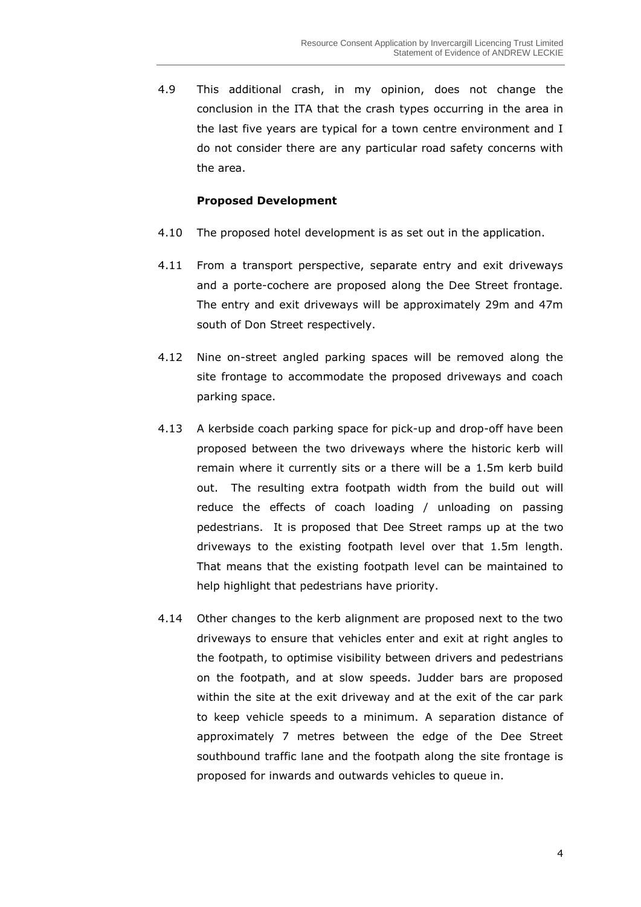4.9 This additional crash, in my opinion, does not change the conclusion in the ITA that the crash types occurring in the area in the last five years are typical for a town centre environment and I do not consider there are any particular road safety concerns with the area.

**Proposed Development**

4.10 The proposed hotel development is as set out in the application.

4.11 From a transport perspective, separate entry and exit driveways and a porte-cochere are proposed along the Dee Street frontage. The entry and exit driveways will be approximately 29m and 47m south of Don Street respectively.

4.12 Nine on-street angled parking spaces will be removed along the site frontage to accommodate the proposed driveways and coach parking space.

4.13 A kerbside coach parking space for pick-up and drop-off have been proposed between the two driveways where the historic kerb will remain where it currently sits or a there will be a 1.5m kerb build out. The resulting extra footpath width from the build out will reduce the effects of coach loading / unloading on passing pedestrians. It is proposed that Dee Street ramps up at the two driveways to the existing footpath level over that 1.5m length. That means that the existing footpath level can be maintained to help highlight that pedestrians have priority.

4.14 Other changes to the kerb alignment are proposed next to the two driveways to ensure that vehicles enter and exit at right angles to the footpath, to optimise visibility between drivers and pedestrians on the footpath, and at slow speeds. Judder bars are proposed within the site at the exit driveway and at the exit of the car park to keep vehicle speeds to a minimum. A separation distance of approximately 7 metres between the edge of the Dee Street southbound traffic lane and the footpath along the site frontage is proposed for inwards and outwards vehicles to queue in.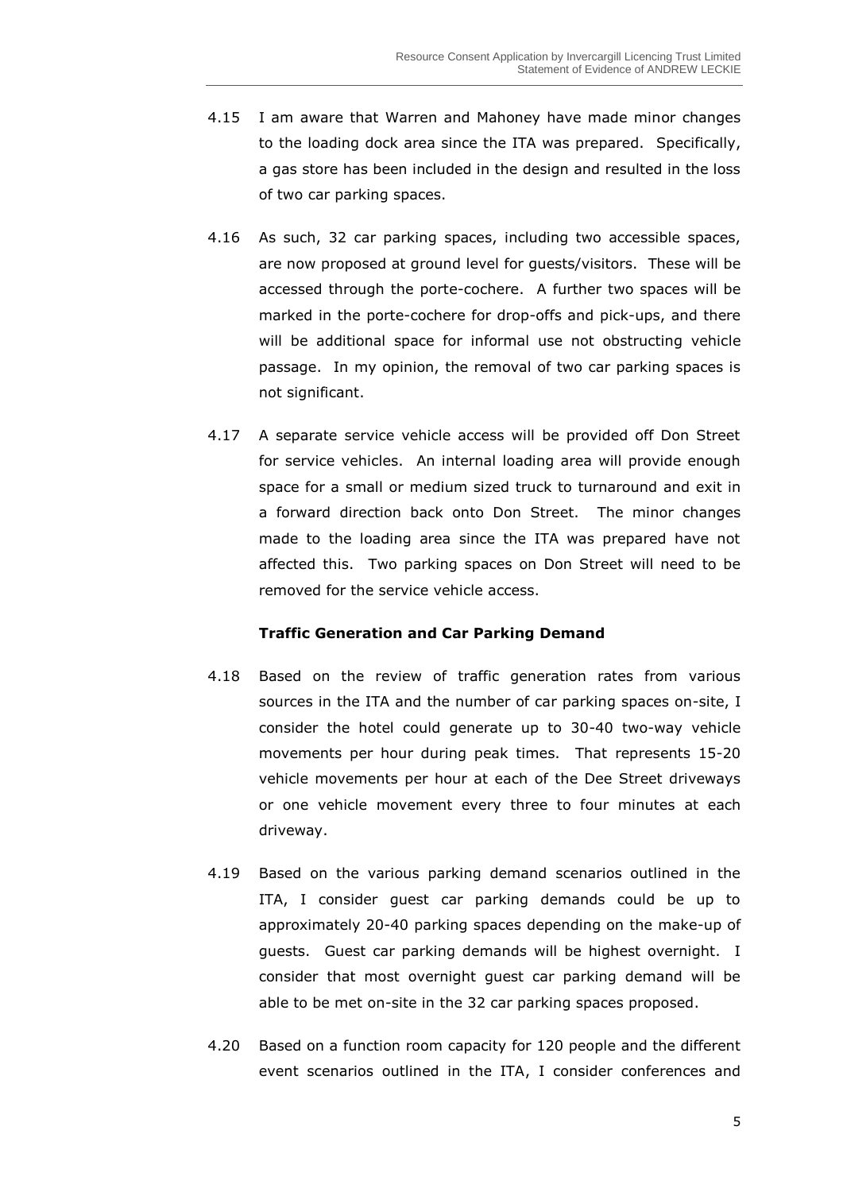4.15 I am aware that Warren and Mahoney have made minor changes to the loading dock area since the ITA was prepared. Specifically, a gas store has been included in the design and resulted in the loss of two car parking spaces.

4.16 As such, 32 car parking spaces, including two accessible spaces, are now proposed at ground level for guests/visitors. These will be accessed through the porte-cochere. A further two spaces will be marked in the porte-cochere for drop-offs and pick-ups, and there will be additional space for informal use not obstructing vehicle passage. In my opinion, the removal of two car parking spaces is not significant.

4.17 A separate service vehicle access will be provided off Don Street for service vehicles. An internal loading area will provide enough space for a small or medium sized truck to turnaround and exit in a forward direction back onto Don Street. The minor changes made to the loading area since the ITA was prepared have not affected this. Two parking spaces on Don Street will need to be removed for the service vehicle access.

**Traffic Generation and Car Parking Demand**

4.18 Based on the review of traffic generation rates from various sources in the ITA and the number of car parking spaces on-site, I consider the hotel could generate up to 30-40 two-way vehicle movements per hour during peak times. That represents 15-20 vehicle movements per hour at each of the Dee Street driveways or one vehicle movement every three to four minutes at each driveway.

4.19 Based on the various parking demand scenarios outlined in the ITA, I consider guest car parking demands could be up to approximately 20-40 parking spaces depending on the make-up of guests. Guest car parking demands will be highest overnight. I consider that most overnight guest car parking demand will be able to be met on-site in the 32 car parking spaces proposed.

4.20 Based on a function room capacity for 120 people and the different event scenarios outlined in the ITA, I consider conferences and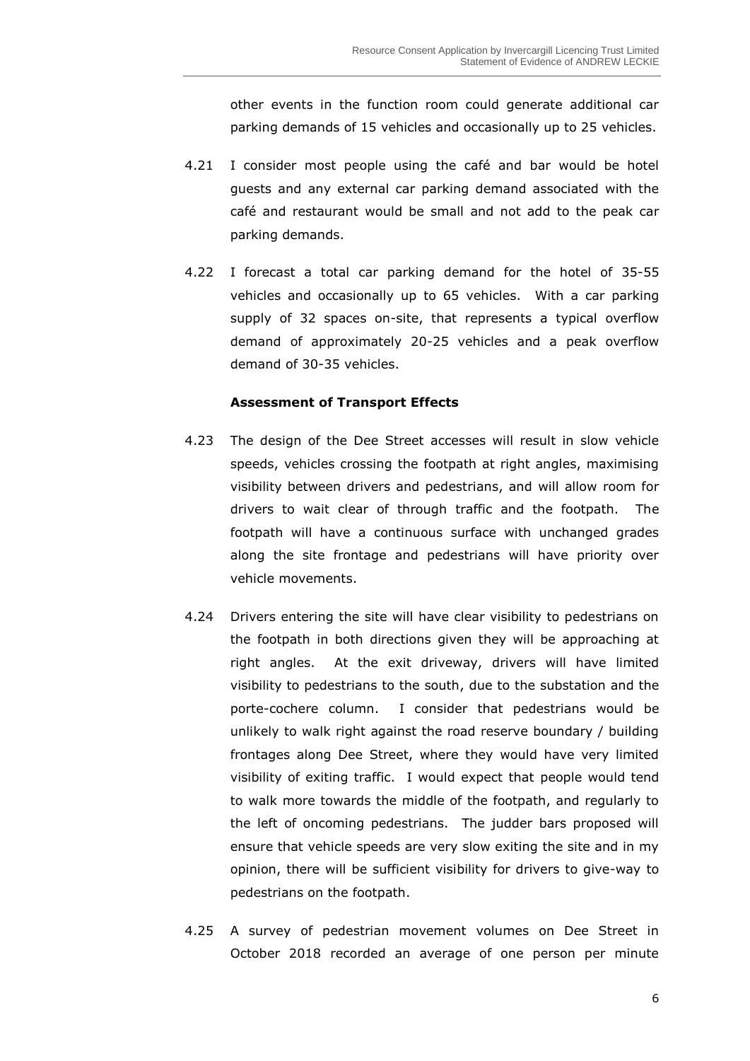other events in the function room could generate additional car parking demands of 15 vehicles and occasionally up to 25 vehicles.

4.21 I consider most people using the café and bar would be hotel guests and any external car parking demand associated with the café and restaurant would be small and not add to the peak car parking demands.

4.22 I forecast a total car parking demand for the hotel of 35-55 vehicles and occasionally up to 65 vehicles. With a car parking supply of 32 spaces on-site, that represents a typical overflow demand of approximately 20-25 vehicles and a peak overflow demand of 30-35 vehicles.

**Assessment of Transport Effects**

4.23 The design of the Dee Street accesses will result in slow vehicle speeds, vehicles crossing the footpath at right angles, maximising visibility between drivers and pedestrians, and will allow room for drivers to wait clear of through traffic and the footpath. The footpath will have a continuous surface with unchanged grades along the site frontage and pedestrians will have priority over vehicle movements.

4.24 Drivers entering the site will have clear visibility to pedestrians on the footpath in both directions given they will be approaching at right angles. At the exit driveway, drivers will have limited visibility to pedestrians to the south, due to the substation and the porte-cochere column. I consider that pedestrians would be unlikely to walk right against the road reserve boundary / building frontages along Dee Street, where they would have very limited visibility of exiting traffic. I would expect that people would tend to walk more towards the middle of the footpath, and regularly to the left of oncoming pedestrians. The judder bars proposed will ensure that vehicle speeds are very slow exiting the site and in my opinion, there will be sufficient visibility for drivers to give-way to pedestrians on the footpath.

4.25 A survey of pedestrian movement volumes on Dee Street in October 2018 recorded an average of one person per minute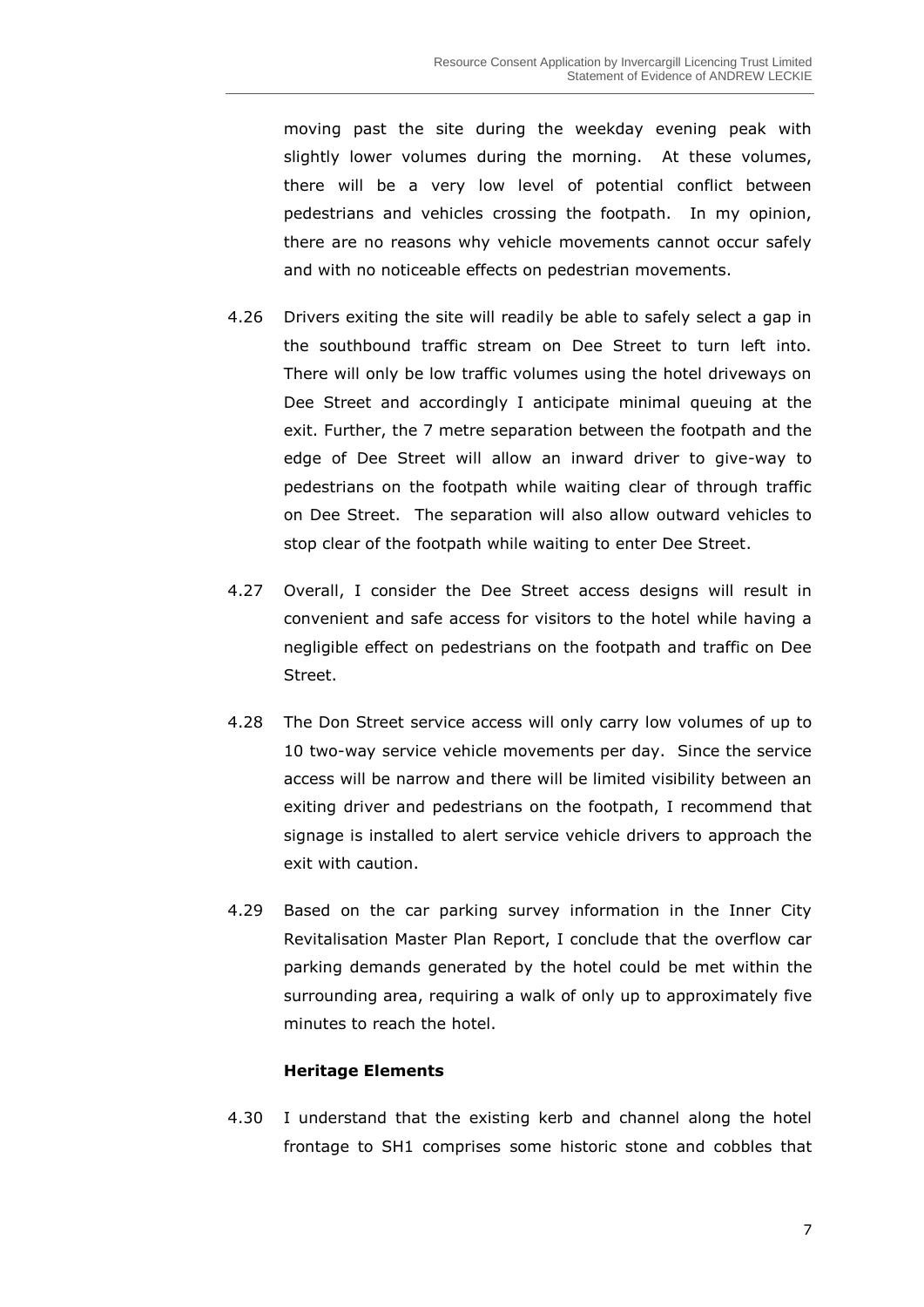moving past the site during the weekday evening peak with slightly lower volumes during the morning. At these volumes, there will be a very low level of potential conflict between pedestrians and vehicles crossing the footpath. In my opinion, there are no reasons why vehicle movements cannot occur safely and with no noticeable effects on pedestrian movements.

4.26 Drivers exiting the site will readily be able to safely select a gap in the southbound traffic stream on Dee Street to turn left into. There will only be low traffic volumes using the hotel driveways on Dee Street and accordingly I anticipate minimal queuing at the exit. Further, the 7 metre separation between the footpath and the edge of Dee Street will allow an inward driver to give-way to pedestrians on the footpath while waiting clear of through traffic on Dee Street. The separation will also allow outward vehicles to stop clear of the footpath while waiting to enter Dee Street.

4.27 Overall, I consider the Dee Street access designs will result in convenient and safe access for visitors to the hotel while having a negligible effect on pedestrians on the footpath and traffic on Dee Street.

4.28 The Don Street service access will only carry low volumes of up to 10 two-way service vehicle movements per day. Since the service access will be narrow and there will be limited visibility between an exiting driver and pedestrians on the footpath, I recommend that signage is installed to alert service vehicle drivers to approach the exit with caution.

4.29 Based on the car parking survey information in the Inner City Revitalisation Master Plan Report, I conclude that the overflow car parking demands generated by the hotel could be met within the surrounding area, requiring a walk of only up to approximately five minutes to reach the hotel.

**Heritage Elements**

4.30 I understand that the existing kerb and channel along the hotel frontage to SH1 comprises some historic stone and cobbles that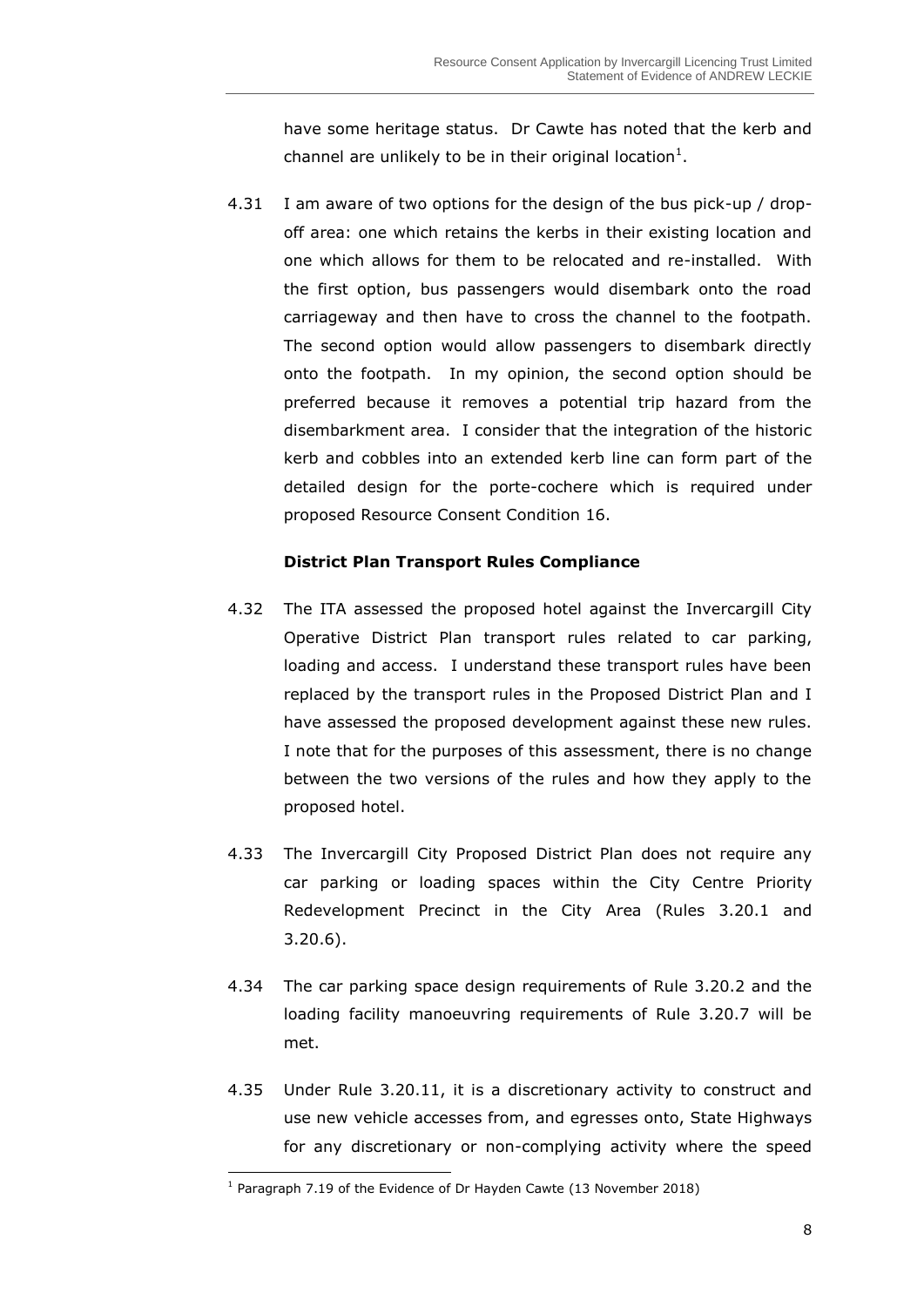have some heritage status. Dr Cawte has noted that the kerb and channel are unlikely to be in their original location[1].

4.31 I am aware of two options for the design of the bus pick-up / drop-off area: one which retains the kerbs in their existing location and one which allows for them to be relocated and re-installed. With the first option, bus passengers would disembark onto the road carriageway and then have to cross the channel to the footpath. The second option would allow passengers to disembark directly onto the footpath. In my opinion, the second option should be preferred because it removes a potential trip hazard from the disembarkment area. I consider that the integration of the historic kerb and cobbles into an extended kerb line can form part of the detailed design for the porte-cochere which is required under proposed Resource Consent Condition 16.

**District Plan Transport Rules Compliance**

4.32 The ITA assessed the proposed hotel against the Invercargill City Operative District Plan transport rules related to car parking, loading and access. I understand these transport rules have been replaced by the transport rules in the Proposed District Plan and I have assessed the proposed development against these new rules. I note that for the purposes of this assessment, there is no change between the two versions of the rules and how they apply to the proposed hotel.

4.33 The Invercargill City Proposed District Plan does not require any car parking or loading spaces within the City Centre Priority Redevelopment Precinct in the City Area (Rules 3.20.1 and 3.20.6).

4.34 The car parking space design requirements of Rule 3.20.2 and the loading facility manoeuvring requirements of Rule 3.20.7 will be met.

4.35 Under Rule 3.20.11, it is a discretionary activity to construct and use new vehicle accesses from, and egresses onto, State Highways for any discretionary or non-complying activity where the speed

[1] Paragraph 7.19 of the Evidence of Dr Hayden Cawte (13 November 2018)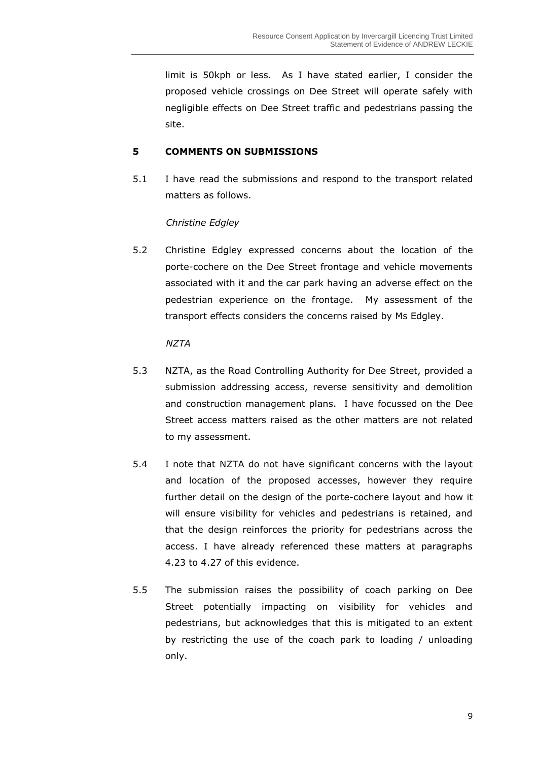limit is 50kph or less. As I have stated earlier, I consider the proposed vehicle crossings on Dee Street will operate safely with negligible effects on Dee Street traffic and pedestrians passing the site.

## 5 COMMENTS ON SUBMISSIONS

5.1 I have read the submissions and respond to the transport related matters as follows.

*Christine Edgley*

5.2 Christine Edgley expressed concerns about the location of the porte-cochere on the Dee Street frontage and vehicle movements associated with it and the car park having an adverse effect on the pedestrian experience on the frontage. My assessment of the transport effects considers the concerns raised by Ms Edgley.

*NZTA*

5.3 NZTA, as the Road Controlling Authority for Dee Street, provided a submission addressing access, reverse sensitivity and demolition and construction management plans. I have focussed on the Dee Street access matters raised as the other matters are not related to my assessment.

5.4 I note that NZTA do not have significant concerns with the layout and location of the proposed accesses, however they require further detail on the design of the porte-cochere layout and how it will ensure visibility for vehicles and pedestrians is retained, and that the design reinforces the priority for pedestrians across the access. I have already referenced these matters at paragraphs 4.23 to 4.27 of this evidence.

5.5 The submission raises the possibility of coach parking on Dee Street potentially impacting on visibility for vehicles and pedestrians, but acknowledges that this is mitigated to an extent by restricting the use of the coach park to loading / unloading only.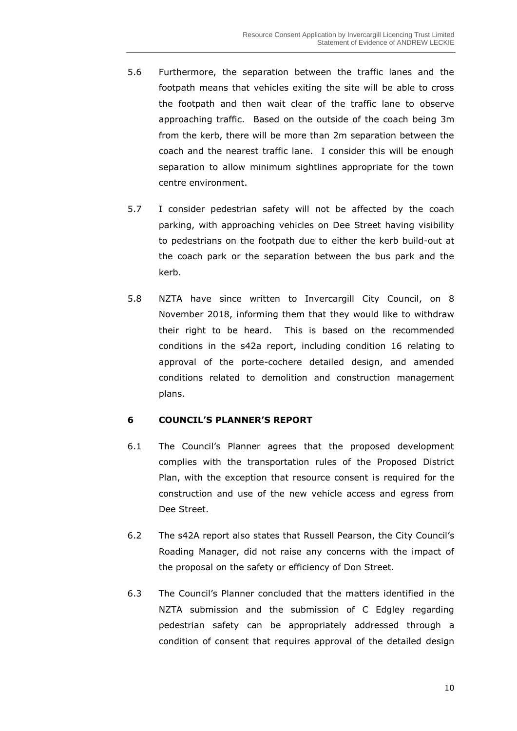5.6 Furthermore, the separation between the traffic lanes and the footpath means that vehicles exiting the site will be able to cross the footpath and then wait clear of the traffic lane to observe approaching traffic. Based on the outside of the coach being 3m from the kerb, there will be more than 2m separation between the coach and the nearest traffic lane. I consider this will be enough separation to allow minimum sightlines appropriate for the town centre environment.

5.7 I consider pedestrian safety will not be affected by the coach parking, with approaching vehicles on Dee Street having visibility to pedestrians on the footpath due to either the kerb build-out at the coach park or the separation between the bus park and the kerb.

5.8 NZTA have since written to Invercargill City Council, on 8 November 2018, informing them that they would like to withdraw their right to be heard. This is based on the recommended conditions in the s42a report, including condition 16 relating to approval of the porte-cochere detailed design, and amended conditions related to demolition and construction management plans.

## 6 COUNCIL'S PLANNER'S REPORT

6.1 The Council's Planner agrees that the proposed development complies with the transportation rules of the Proposed District Plan, with the exception that resource consent is required for the construction and use of the new vehicle access and egress from Dee Street.

6.2 The s42A report also states that Russell Pearson, the City Council's Roading Manager, did not raise any concerns with the impact of the proposal on the safety or efficiency of Don Street.

6.3 The Council's Planner concluded that the matters identified in the NZTA submission and the submission of C Edgley regarding pedestrian safety can be appropriately addressed through a condition of consent that requires approval of the detailed design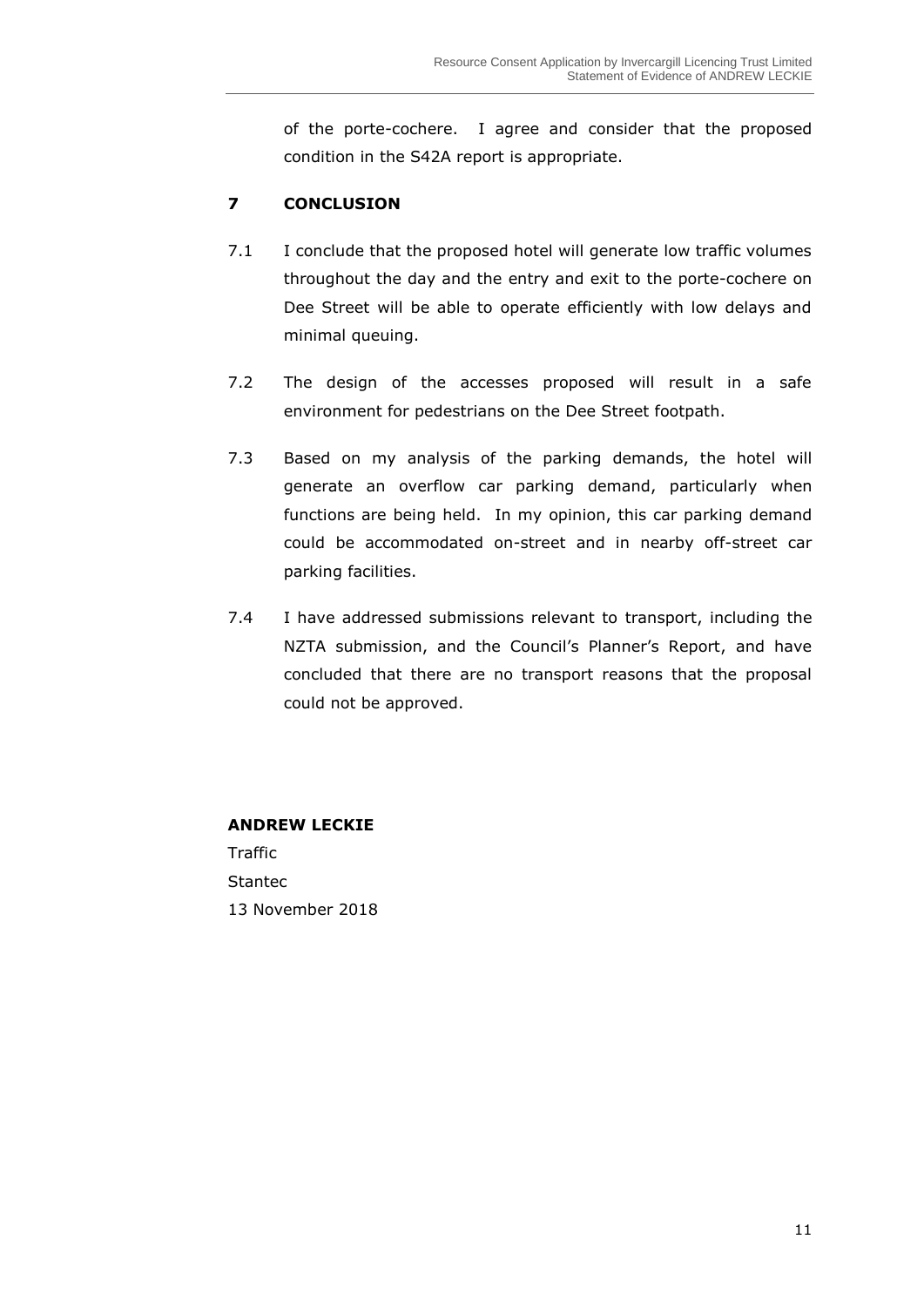of the porte-cochere. I agree and consider that the proposed condition in the S42A report is appropriate.

## 7 CONCLUSION

7.1 I conclude that the proposed hotel will generate low traffic volumes throughout the day and the entry and exit to the porte-cochere on Dee Street will be able to operate efficiently with low delays and minimal queuing.

7.2 The design of the accesses proposed will result in a safe environment for pedestrians on the Dee Street footpath.

7.3 Based on my analysis of the parking demands, the hotel will generate an overflow car parking demand, particularly when functions are being held. In my opinion, this car parking demand could be accommodated on-street and in nearby off-street car parking facilities.

7.4 I have addressed submissions relevant to transport, including the NZTA submission, and the Council's Planner's Report, and have concluded that there are no transport reasons that the proposal could not be approved.

**ANDREW LECKIE**

Traffic

Stantec

13 November 2018